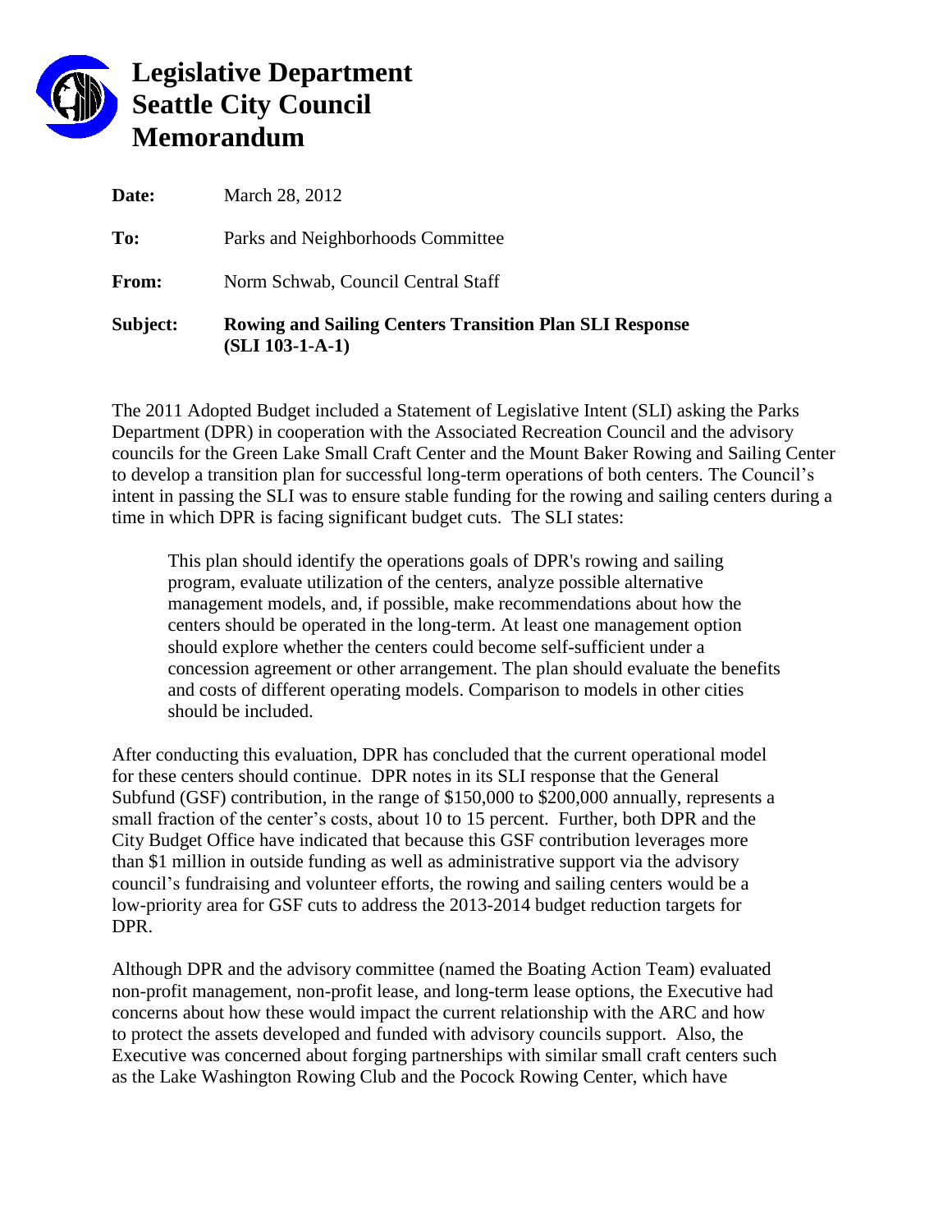# Legislative Department
# Seattle City Council
# Memorandum

**Date:** March 28, 2012

**To:** Parks and Neighborhoods Committee

**From:** Norm Schwab, Council Central Staff

**Subject:** **Rowing and Sailing Centers Transition Plan SLI Response (SLI 103-1-A-1)**

The 2011 Adopted Budget included a Statement of Legislative Intent (SLI) asking the Parks Department (DPR) in cooperation with the Associated Recreation Council and the advisory councils for the Green Lake Small Craft Center and the Mount Baker Rowing and Sailing Center to develop a transition plan for successful long-term operations of both centers. The Council's intent in passing the SLI was to ensure stable funding for the rowing and sailing centers during a time in which DPR is facing significant budget cuts. The SLI states:

> This plan should identify the operations goals of DPR's rowing and sailing program, evaluate utilization of the centers, analyze possible alternative management models, and, if possible, make recommendations about how the centers should be operated in the long-term. At least one management option should explore whether the centers could become self-sufficient under a concession agreement or other arrangement. The plan should evaluate the benefits and costs of different operating models. Comparison to models in other cities should be included.

After conducting this evaluation, DPR has concluded that the current operational model for these centers should continue. DPR notes in its SLI response that the General Subfund (GSF) contribution, in the range of $150,000 to $200,000 annually, represents a small fraction of the center's costs, about 10 to 15 percent. Further, both DPR and the City Budget Office have indicated that because this GSF contribution leverages more than $1 million in outside funding as well as administrative support via the advisory council's fundraising and volunteer efforts, the rowing and sailing centers would be a low-priority area for GSF cuts to address the 2013-2014 budget reduction targets for DPR.

Although DPR and the advisory committee (named the Boating Action Team) evaluated non-profit management, non-profit lease, and long-term lease options, the Executive had concerns about how these would impact the current relationship with the ARC and how to protect the assets developed and funded with advisory councils support. Also, the Executive was concerned about forging partnerships with similar small craft centers such as the Lake Washington Rowing Club and the Pocock Rowing Center, which have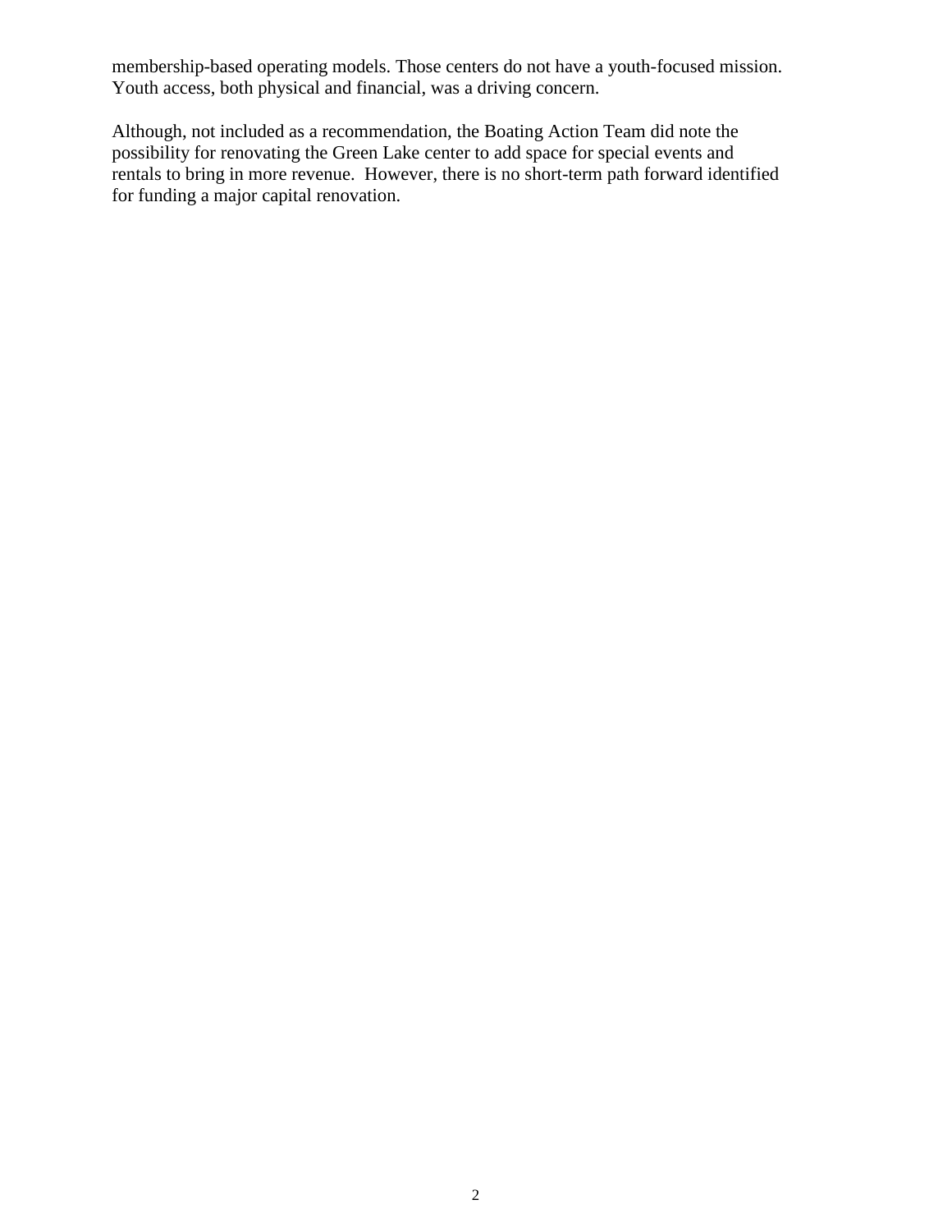membership-based operating models. Those centers do not have a youth-focused mission. Youth access, both physical and financial, was a driving concern.

Although, not included as a recommendation, the Boating Action Team did note the possibility for renovating the Green Lake center to add space for special events and rentals to bring in more revenue. However, there is no short-term path forward identified for funding a major capital renovation.